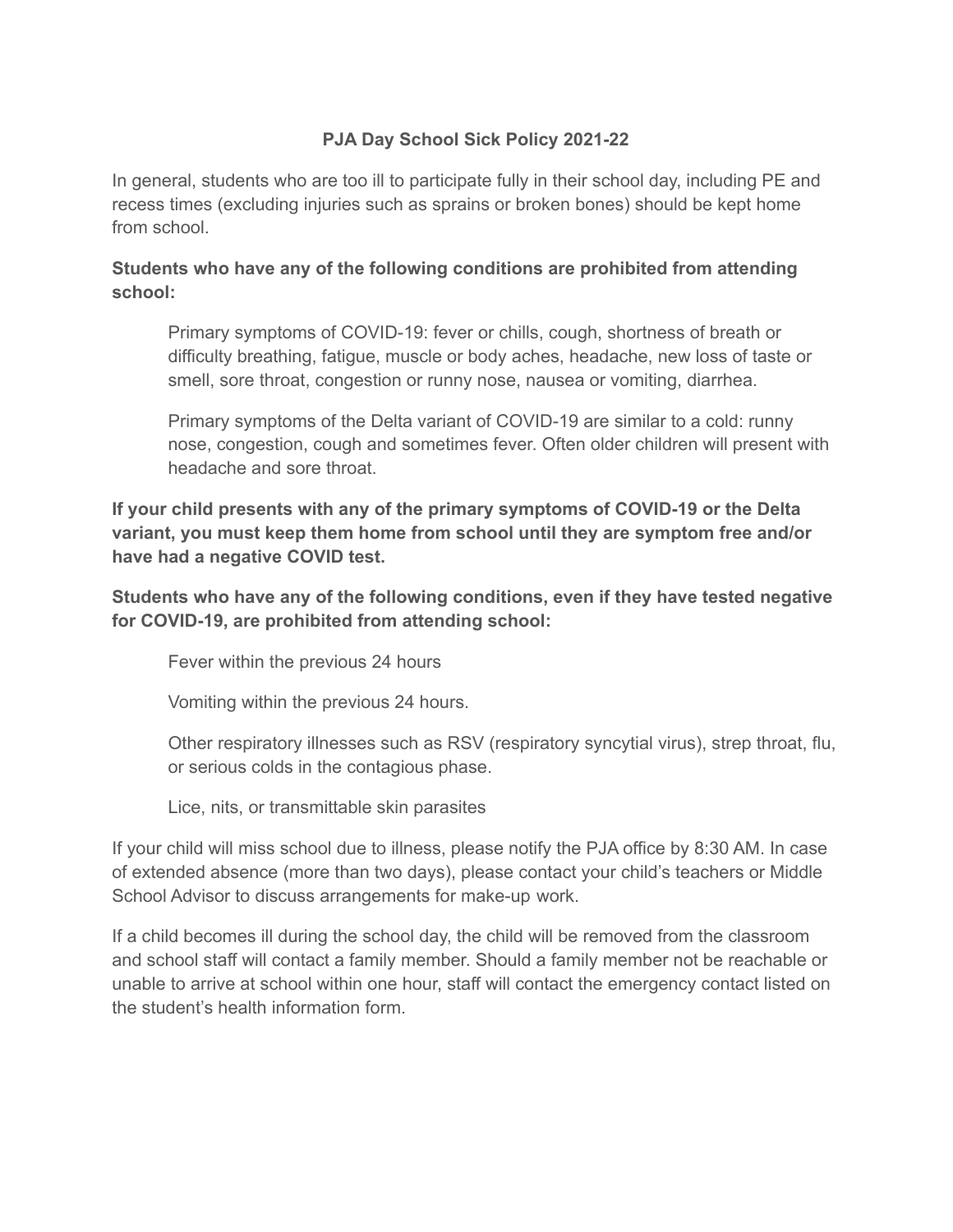# PJA Day School Sick Policy 2021-22

In general, students who are too ill to participate fully in their school day, including PE and recess times (excluding injuries such as sprains or broken bones) should be kept home from school.

**Students who have any of the following conditions are prohibited from attending school:**

> Primary symptoms of COVID-19: fever or chills, cough, shortness of breath or difficulty breathing, fatigue, muscle or body aches, headache, new loss of taste or smell, sore throat, congestion or runny nose, nausea or vomiting, diarrhea.
>
> Primary symptoms of the Delta variant of COVID-19 are similar to a cold: runny nose, congestion, cough and sometimes fever. Often older children will present with headache and sore throat.

**If your child presents with any of the primary symptoms of COVID-19 or the Delta variant, you must keep them home from school until they are symptom free and/or have had a negative COVID test.**

**Students who have any of the following conditions, even if they have tested negative for COVID-19, are prohibited from attending school:**

> Fever within the previous 24 hours
>
> Vomiting within the previous 24 hours.
>
> Other respiratory illnesses such as RSV (respiratory syncytial virus), strep throat, flu, or serious colds in the contagious phase.
>
> Lice, nits, or transmittable skin parasites

If your child will miss school due to illness, please notify the PJA office by 8:30 AM. In case of extended absence (more than two days), please contact your child's teachers or Middle School Advisor to discuss arrangements for make-up work.

If a child becomes ill during the school day, the child will be removed from the classroom and school staff will contact a family member. Should a family member not be reachable or unable to arrive at school within one hour, staff will contact the emergency contact listed on the student's health information form.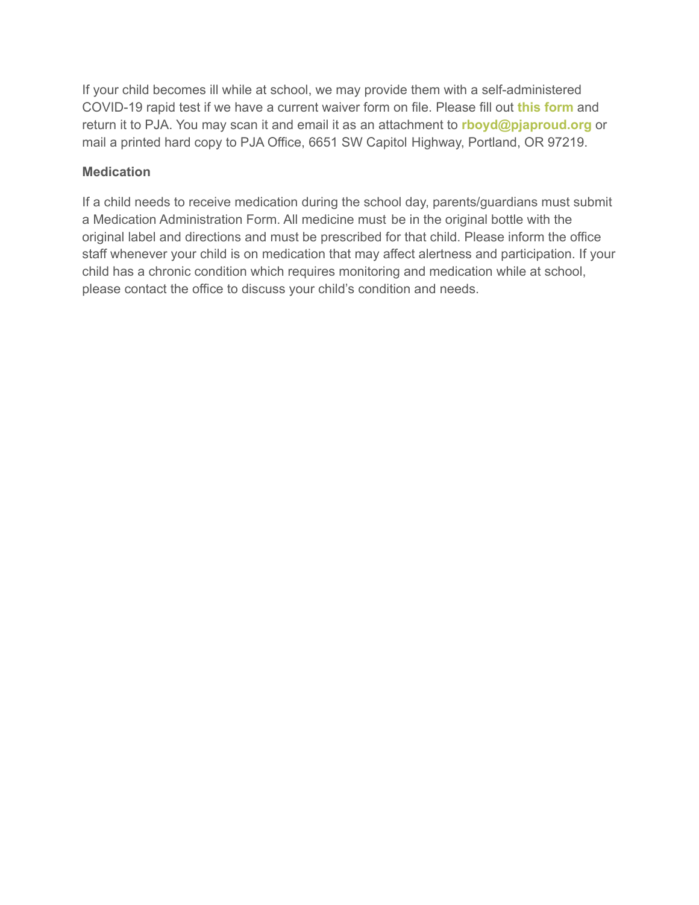If your child becomes ill while at school, we may provide them with a self-administered COVID-19 rapid test if we have a current waiver form on file. Please fill out **this form** and return it to PJA. You may scan it and email it as an attachment to **rboyd@pjaproud.org** or mail a printed hard copy to PJA Office, 6651 SW Capitol Highway, Portland, OR 97219.

**Medication**

If a child needs to receive medication during the school day, parents/guardians must submit a Medication Administration Form. All medicine must be in the original bottle with the original label and directions and must be prescribed for that child. Please inform the office staff whenever your child is on medication that may affect alertness and participation. If your child has a chronic condition which requires monitoring and medication while at school, please contact the office to discuss your child's condition and needs.